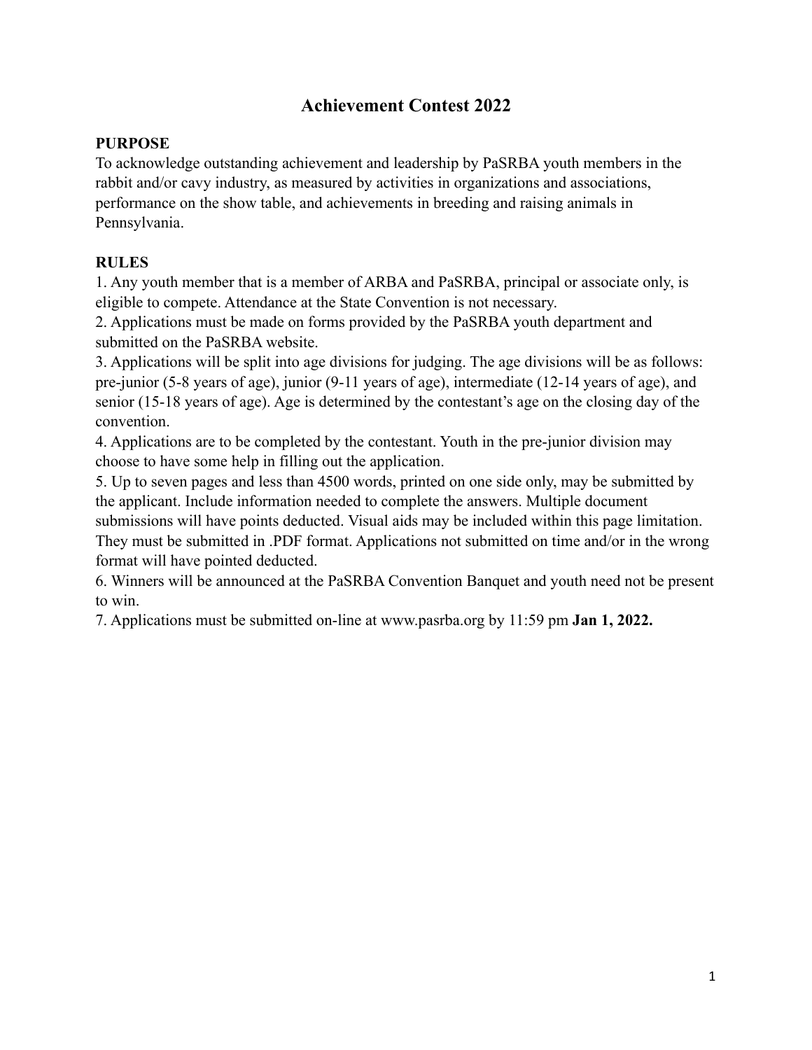# Achievement Contest 2022

**PURPOSE**

To acknowledge outstanding achievement and leadership by PaSRBA youth members in the rabbit and/or cavy industry, as measured by activities in organizations and associations, performance on the show table, and achievements in breeding and raising animals in Pennsylvania.

**RULES**

1. Any youth member that is a member of ARBA and PaSRBA, principal or associate only, is eligible to compete. Attendance at the State Convention is not necessary.
2. Applications must be made on forms provided by the PaSRBA youth department and submitted on the PaSRBA website.
3. Applications will be split into age divisions for judging. The age divisions will be as follows: pre-junior (5-8 years of age), junior (9-11 years of age), intermediate (12-14 years of age), and senior (15-18 years of age). Age is determined by the contestant's age on the closing day of the convention.
4. Applications are to be completed by the contestant. Youth in the pre-junior division may choose to have some help in filling out the application.
5. Up to seven pages and less than 4500 words, printed on one side only, may be submitted by the applicant. Include information needed to complete the answers. Multiple document submissions will have points deducted. Visual aids may be included within this page limitation. They must be submitted in .PDF format. Applications not submitted on time and/or in the wrong format will have pointed deducted.
6. Winners will be announced at the PaSRBA Convention Banquet and youth need not be present to win.
7. Applications must be submitted on-line at www.pasrba.org by 11:59 pm **Jan 1, 2022.**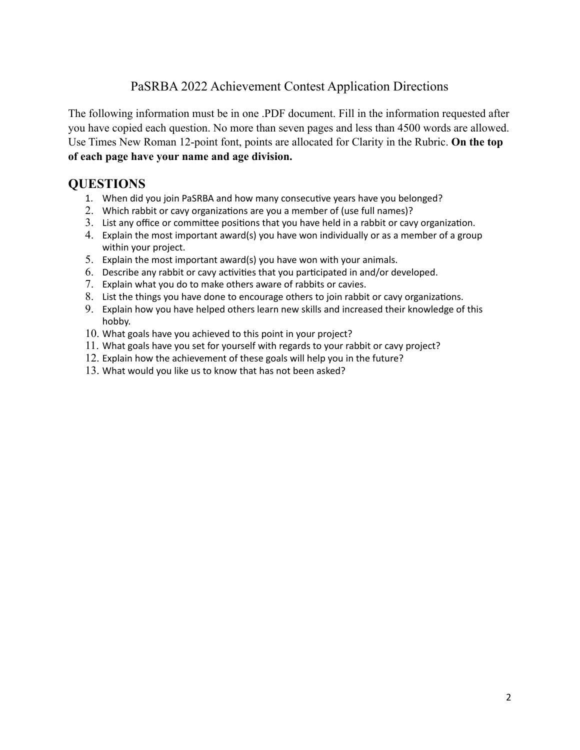# PaSRBA 2022 Achievement Contest Application Directions

The following information must be in one .PDF document. Fill in the information requested after you have copied each question. No more than seven pages and less than 4500 words are allowed. Use Times New Roman 12-point font, points are allocated for Clarity in the Rubric. **On the top of each page have your name and age division.**

## QUESTIONS

1. When did you join PaSRBA and how many consecutive years have you belonged?
2. Which rabbit or cavy organizations are you a member of (use full names)?
3. List any office or committee positions that you have held in a rabbit or cavy organization.
4. Explain the most important award(s) you have won individually or as a member of a group within your project.
5. Explain the most important award(s) you have won with your animals.
6. Describe any rabbit or cavy activities that you participated in and/or developed.
7. Explain what you do to make others aware of rabbits or cavies.
8. List the things you have done to encourage others to join rabbit or cavy organizations.
9. Explain how you have helped others learn new skills and increased their knowledge of this hobby.
10. What goals have you achieved to this point in your project?
11. What goals have you set for yourself with regards to your rabbit or cavy project?
12. Explain how the achievement of these goals will help you in the future?
13. What would you like us to know that has not been asked?